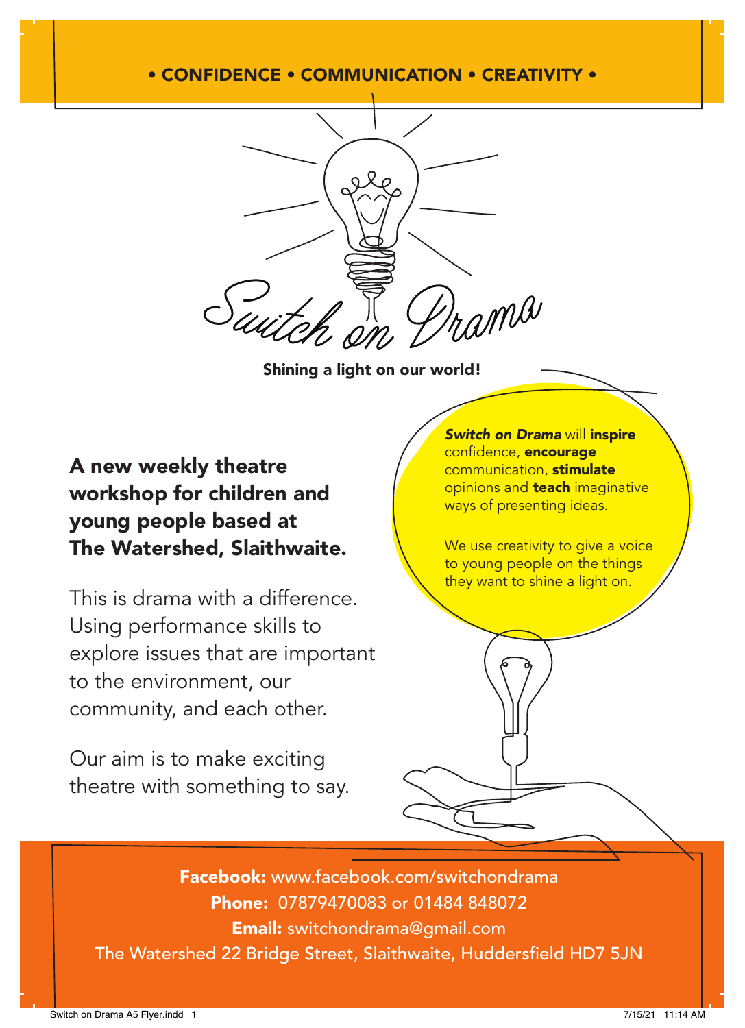• CONFIDENCE • COMMUNICATION • CREATIVITY •

# Switch on Drama

**Shining a light on our world!**

## A new weekly theatre workshop for children and young people based at The Watershed, Slaithwaite.

This is drama with a difference. Using performance skills to explore issues that are important to the environment, our community, and each other.

Our aim is to make exciting theatre with something to say.

***Switch on Drama*** will **inspire** confidence, **encourage** communication, **stimulate** opinions and **teach** imaginative ways of presenting ideas.

We use creativity to give a voice to young people on the things they want to shine a light on.

**Facebook:** www.facebook.com/switchondrama
**Phone:** 07879470083 or 01484 848072
**Email:** switchondrama@gmail.com
The Watershed 22 Bridge Street, Slaithwaite, Huddersfield HD7 5JN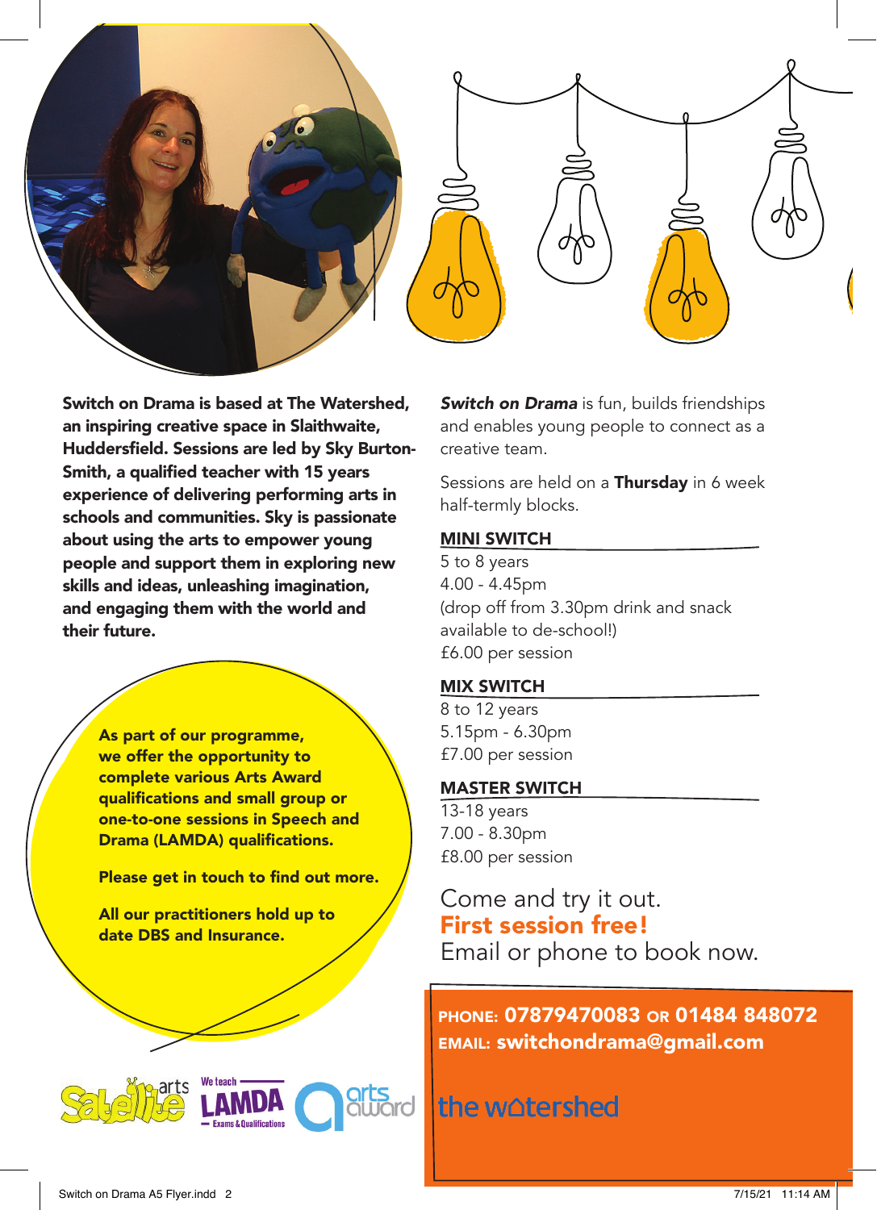**Switch on Drama is based at The Watershed, an inspiring creative space in Slaithwaite, Huddersfield. Sessions are led by Sky Burton-Smith, a qualified teacher with 15 years experience of delivering performing arts in schools and communities. Sky is passionate about using the arts to empower young people and support them in exploring new skills and ideas, unleashing imagination, and engaging them with the world and their future.**

**As part of our programme, we offer the opportunity to complete various Arts Award qualifications and small group or one-to-one sessions in Speech and Drama (LAMDA) qualifications.**

**Please get in touch to find out more.**

**All our practitioners hold up to date DBS and Insurance.**

Satellite arts

We teach LAMDA Exams & Qualifications

arts award

***Switch on Drama*** is fun, builds friendships and enables young people to connect as a creative team.

Sessions are held on a **Thursday** in 6 week half-termly blocks.

### MINI SWITCH

5 to 8 years
4.00 - 4.45pm
(drop off from 3.30pm drink and snack available to de-school!)
£6.00 per session

### MIX SWITCH

8 to 12 years
5.15pm - 6.30pm
£7.00 per session

### MASTER SWITCH

13-18 years
7.00 - 8.30pm
£8.00 per session

Come and try it out.
**First session free!**
Email or phone to book now.

**PHONE: 07879470083 OR 01484 848072**
**EMAIL: switchondrama@gmail.com**

the watershed